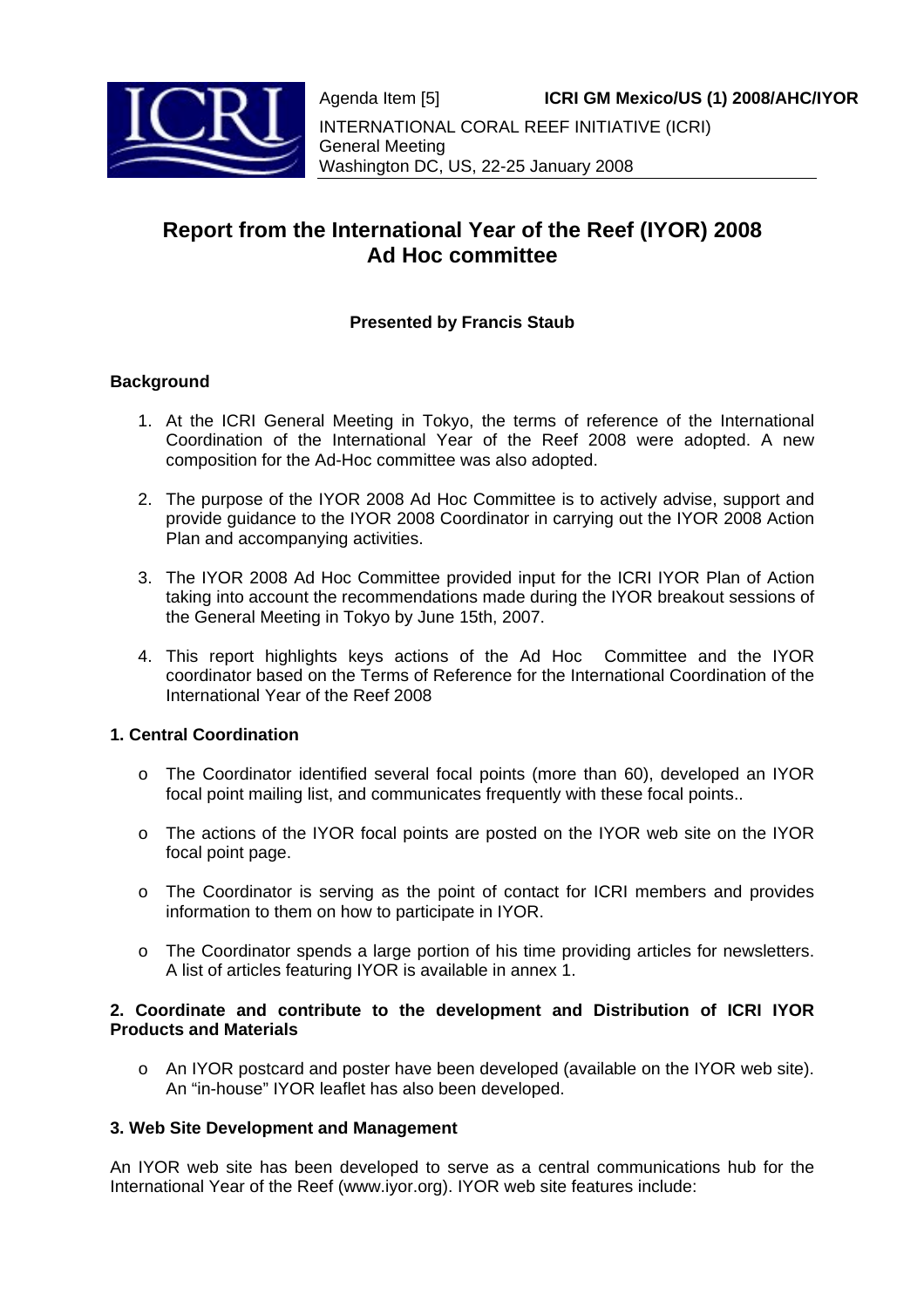Agenda Item [5] **ICRI GM Mexico/US (1) 2008/AHC/IYOR**

INTERNATIONAL CORAL REEF INITIATIVE (ICRI)
General Meeting
Washington DC, US, 22-25 January 2008

# Report from the International Year of the Reef (IYOR) 2008 Ad Hoc committee

**Presented by Francis Staub**

## Background

1. At the ICRI General Meeting in Tokyo, the terms of reference of the International Coordination of the International Year of the Reef 2008 were adopted. A new composition for the Ad-Hoc committee was also adopted.

2. The purpose of the IYOR 2008 Ad Hoc Committee is to actively advise, support and provide guidance to the IYOR 2008 Coordinator in carrying out the IYOR 2008 Action Plan and accompanying activities.

3. The IYOR 2008 Ad Hoc Committee provided input for the ICRI IYOR Plan of Action taking into account the recommendations made during the IYOR breakout sessions of the General Meeting in Tokyo by June 15th, 2007.

4. This report highlights keys actions of the Ad Hoc Committee and the IYOR coordinator based on the Terms of Reference for the International Coordination of the International Year of the Reef 2008

## 1. Central Coordination

- The Coordinator identified several focal points (more than 60), developed an IYOR focal point mailing list, and communicates frequently with these focal points..
- The actions of the IYOR focal points are posted on the IYOR web site on the IYOR focal point page.
- The Coordinator is serving as the point of contact for ICRI members and provides information to them on how to participate in IYOR.
- The Coordinator spends a large portion of his time providing articles for newsletters. A list of articles featuring IYOR is available in annex 1.

## 2. Coordinate and contribute to the development and Distribution of ICRI IYOR Products and Materials

- An IYOR postcard and poster have been developed (available on the IYOR web site). An "in-house" IYOR leaflet has also been developed.

## 3. Web Site Development and Management

An IYOR web site has been developed to serve as a central communications hub for the International Year of the Reef (www.iyor.org). IYOR web site features include: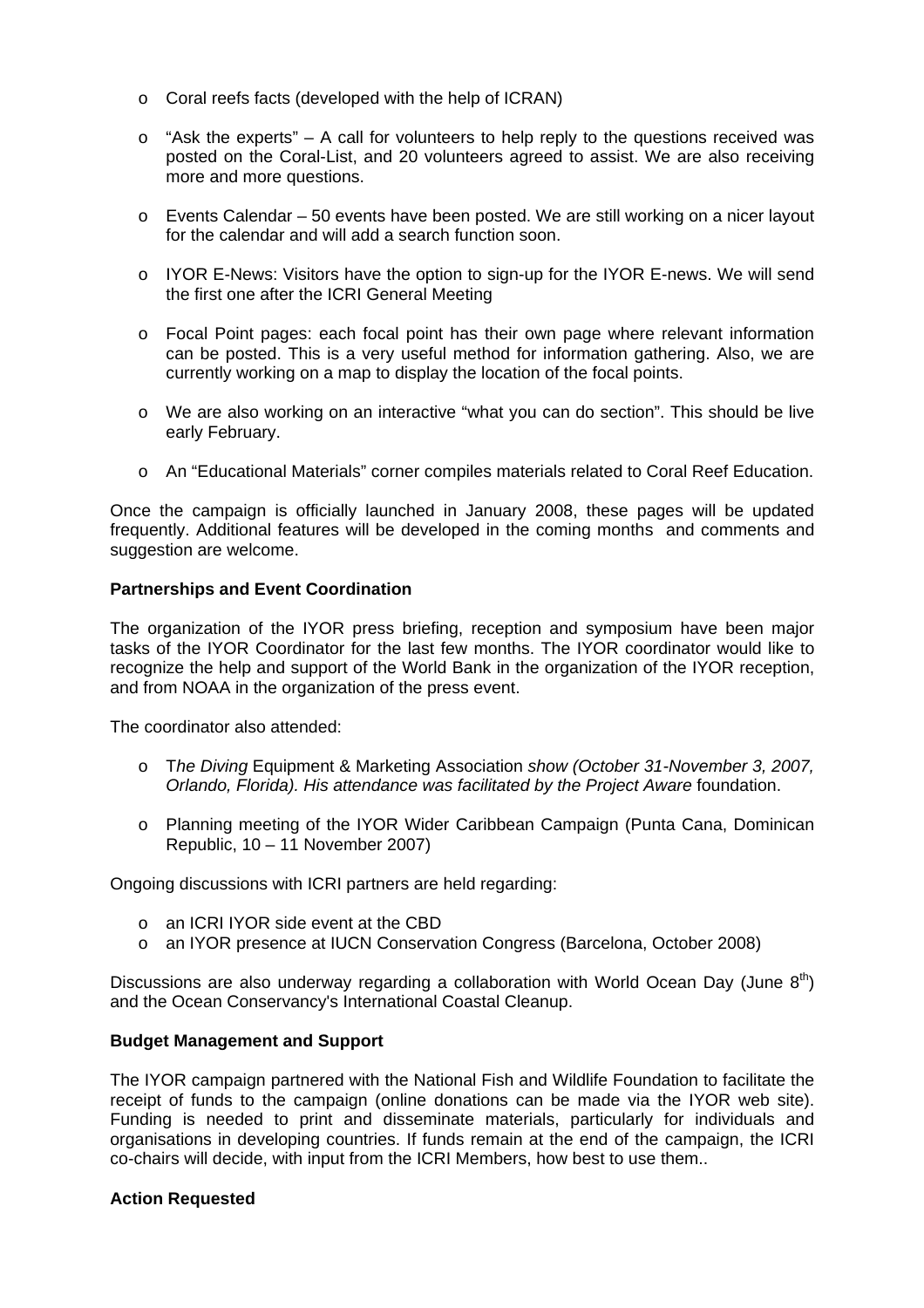- Coral reefs facts (developed with the help of ICRAN)

- "Ask the experts" – A call for volunteers to help reply to the questions received was posted on the Coral-List, and 20 volunteers agreed to assist. We are also receiving more and more questions.

- Events Calendar – 50 events have been posted. We are still working on a nicer layout for the calendar and will add a search function soon.

- IYOR E-News: Visitors have the option to sign-up for the IYOR E-news. We will send the first one after the ICRI General Meeting

- Focal Point pages: each focal point has their own page where relevant information can be posted. This is a very useful method for information gathering. Also, we are currently working on a map to display the location of the focal points.

- We are also working on an interactive "what you can do section". This should be live early February.

- An "Educational Materials" corner compiles materials related to Coral Reef Education.

Once the campaign is officially launched in January 2008, these pages will be updated frequently. Additional features will be developed in the coming months and comments and suggestion are welcome.

**Partnerships and Event Coordination**

The organization of the IYOR press briefing, reception and symposium have been major tasks of the IYOR Coordinator for the last few months. The IYOR coordinator would like to recognize the help and support of the World Bank in the organization of the IYOR reception, and from NOAA in the organization of the press event.

The coordinator also attended:

- T*he Diving* Equipment & Marketing Association *show (October 31-November 3, 2007, Orlando, Florida). His attendance was facilitated by the Project Aware* foundation.

- Planning meeting of the IYOR Wider Caribbean Campaign (Punta Cana, Dominican Republic, 10 – 11 November 2007)

Ongoing discussions with ICRI partners are held regarding:

- an ICRI IYOR side event at the CBD
- an IYOR presence at IUCN Conservation Congress (Barcelona, October 2008)

Discussions are also underway regarding a collaboration with World Ocean Day (June 8th) and the Ocean Conservancy's International Coastal Cleanup.

**Budget Management and Support**

The IYOR campaign partnered with the National Fish and Wildlife Foundation to facilitate the receipt of funds to the campaign (online donations can be made via the IYOR web site). Funding is needed to print and disseminate materials, particularly for individuals and organisations in developing countries. If funds remain at the end of the campaign, the ICRI co-chairs will decide, with input from the ICRI Members, how best to use them..

**Action Requested**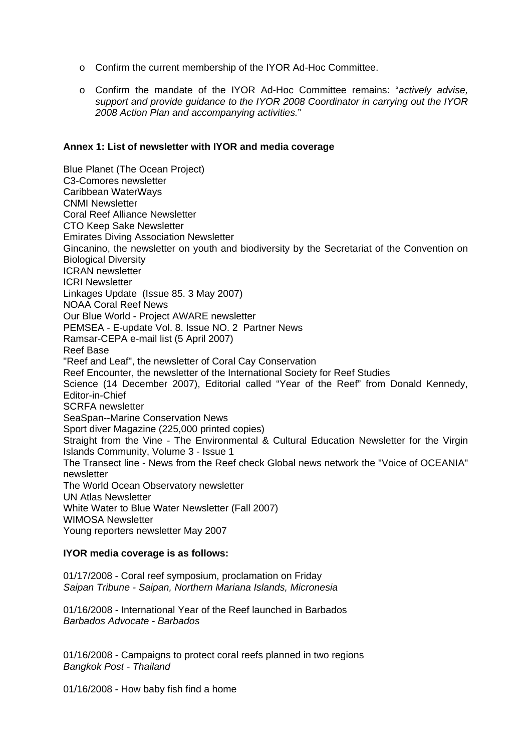- Confirm the current membership of the IYOR Ad-Hoc Committee.
- Confirm the mandate of the IYOR Ad-Hoc Committee remains: "*actively advise, support and provide guidance to the IYOR 2008 Coordinator in carrying out the IYOR 2008 Action Plan and accompanying activities.*"

**Annex 1: List of newsletter with IYOR and media coverage**

Blue Planet (The Ocean Project)
C3-Comores newsletter
Caribbean WaterWays
CNMI Newsletter
Coral Reef Alliance Newsletter
CTO Keep Sake Newsletter
Emirates Diving Association Newsletter
Gincanino, the newsletter on youth and biodiversity by the Secretariat of the Convention on Biological Diversity
ICRAN newsletter
ICRI Newsletter
Linkages Update (Issue 85. 3 May 2007)
NOAA Coral Reef News
Our Blue World - Project AWARE newsletter
PEMSEA - E-update Vol. 8. Issue NO. 2 Partner News
Ramsar-CEPA e-mail list (5 April 2007)
Reef Base
"Reef and Leaf", the newsletter of Coral Cay Conservation
Reef Encounter, the newsletter of the International Society for Reef Studies
Science (14 December 2007), Editorial called "Year of the Reef" from Donald Kennedy, Editor-in-Chief
SCRFA newsletter
SeaSpan--Marine Conservation News
Sport diver Magazine (225,000 printed copies)
Straight from the Vine - The Environmental & Cultural Education Newsletter for the Virgin Islands Community, Volume 3 - Issue 1
The Transect line - News from the Reef check Global news network the "Voice of OCEANIA" newsletter
The World Ocean Observatory newsletter
UN Atlas Newsletter
White Water to Blue Water Newsletter (Fall 2007)
WIMOSA Newsletter
Young reporters newsletter May 2007

**IYOR media coverage is as follows:**

01/17/2008 - Coral reef symposium, proclamation on Friday
*Saipan Tribune - Saipan, Northern Mariana Islands, Micronesia*

01/16/2008 - International Year of the Reef launched in Barbados
*Barbados Advocate - Barbados*

01/16/2008 - Campaigns to protect coral reefs planned in two regions
*Bangkok Post - Thailand*

01/16/2008 - How baby fish find a home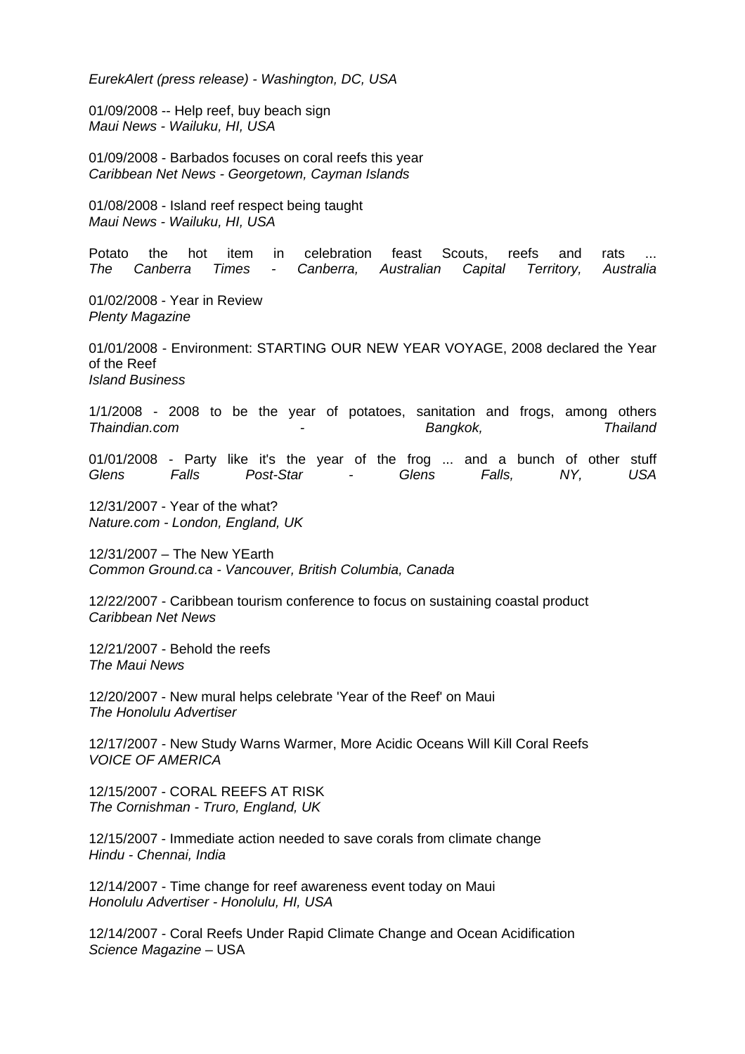*EurekAlert (press release) - Washington, DC, USA*

01/09/2008 -- Help reef, buy beach sign
*Maui News - Wailuku, HI, USA*

01/09/2008 - Barbados focuses on coral reefs this year
*Caribbean Net News - Georgetown, Cayman Islands*

01/08/2008 - Island reef respect being taught
*Maui News - Wailuku, HI, USA*

Potato the hot item in celebration feast Scouts, reefs and rats ...
*The Canberra Times - Canberra, Australian Capital Territory, Australia*

01/02/2008 - Year in Review
*Plenty Magazine*

01/01/2008 - Environment: STARTING OUR NEW YEAR VOYAGE, 2008 declared the Year of the Reef
*Island Business*

1/1/2008 - 2008 to be the year of potatoes, sanitation and frogs, among others
*Thaindian.com - Bangkok, Thailand*

01/01/2008 - Party like it's the year of the frog ... and a bunch of other stuff
*Glens Falls Post-Star - Glens Falls, NY, USA*

12/31/2007 - Year of the what?
*Nature.com - London, England, UK*

12/31/2007 – The New YEarth
*Common Ground.ca - Vancouver, British Columbia, Canada*

12/22/2007 - Caribbean tourism conference to focus on sustaining coastal product
*Caribbean Net News*

12/21/2007 - Behold the reefs
*The Maui News*

12/20/2007 - New mural helps celebrate 'Year of the Reef' on Maui
*The Honolulu Advertiser*

12/17/2007 - New Study Warns Warmer, More Acidic Oceans Will Kill Coral Reefs
*VOICE OF AMERICA*

12/15/2007 - CORAL REEFS AT RISK
*The Cornishman - Truro, England, UK*

12/15/2007 - Immediate action needed to save corals from climate change
*Hindu - Chennai, India*

12/14/2007 - Time change for reef awareness event today on Maui
*Honolulu Advertiser - Honolulu, HI, USA*

12/14/2007 - Coral Reefs Under Rapid Climate Change and Ocean Acidification
*Science Magazine* – USA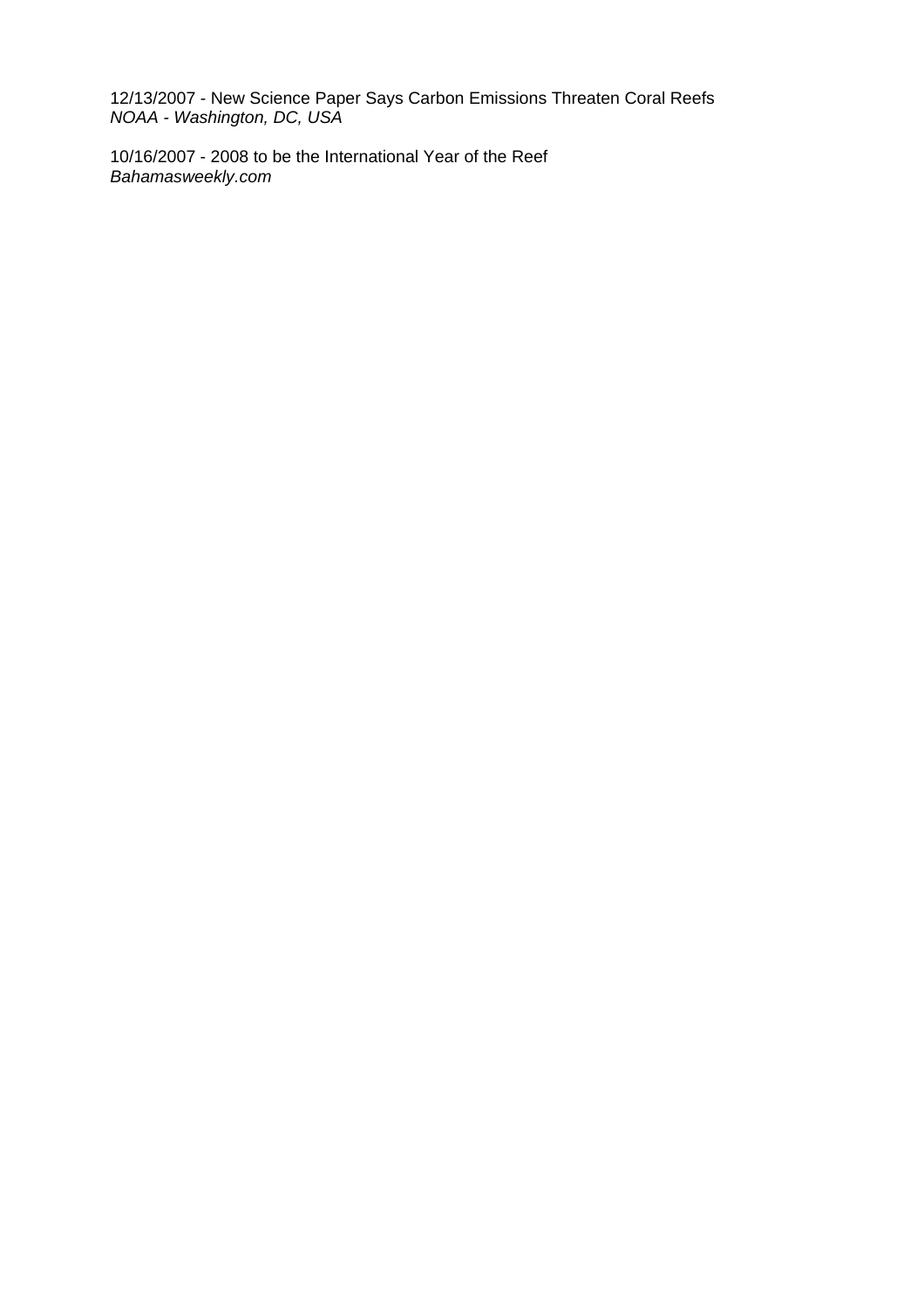12/13/2007 - New Science Paper Says Carbon Emissions Threaten Coral Reefs
*NOAA - Washington, DC, USA*

10/16/2007 - 2008 to be the International Year of the Reef
*Bahamasweekly.com*